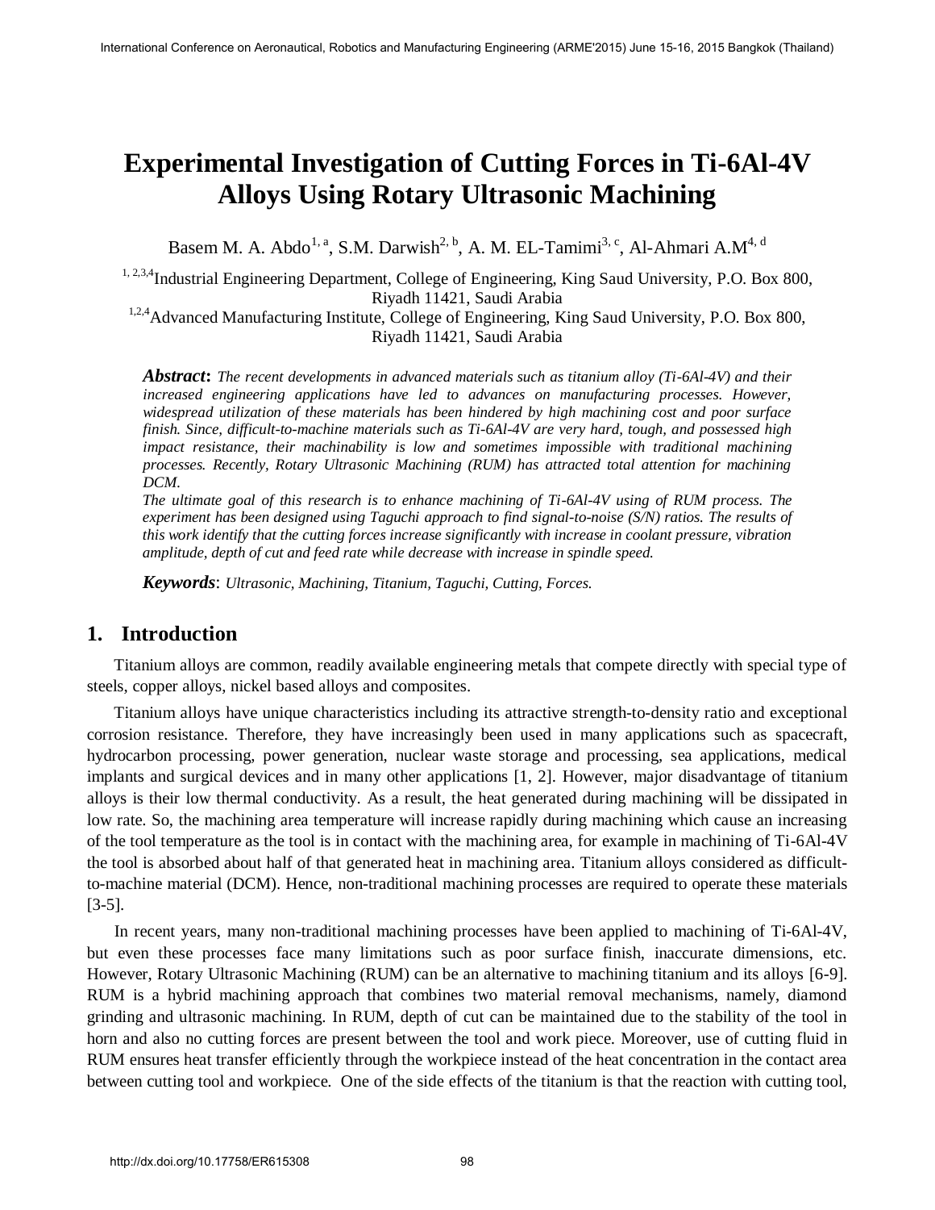# Experimental Investigation of Cutting Forces in Ti-6Al-4V Alloys Using Rotary Ultrasonic Machining

Basem M. A. Abdo[1, a], S.M. Darwish[2, b], A. M. EL-Tamimi[3, c], Al-Ahmari A.M[4, d]

[1, 2,3,4]Industrial Engineering Department, College of Engineering, King Saud University, P.O. Box 800, Riyadh 11421, Saudi Arabia

[1,2,4]Advanced Manufacturing Institute, College of Engineering, King Saud University, P.O. Box 800, Riyadh 11421, Saudi Arabia

***Abstract***: *The recent developments in advanced materials such as titanium alloy (Ti-6Al-4V) and their increased engineering applications have led to advances on manufacturing processes. However, widespread utilization of these materials has been hindered by high machining cost and poor surface finish. Since, difficult-to-machine materials such as Ti-6Al-4V are very hard, tough, and possessed high impact resistance, their machinability is low and sometimes impossible with traditional machining processes. Recently, Rotary Ultrasonic Machining (RUM) has attracted total attention for machining DCM.*

*The ultimate goal of this research is to enhance machining of Ti-6Al-4V using of RUM process. The experiment has been designed using Taguchi approach to find signal-to-noise (S/N) ratios. The results of this work identify that the cutting forces increase significantly with increase in coolant pressure, vibration amplitude, depth of cut and feed rate while decrease with increase in spindle speed.*

***Keywords***: *Ultrasonic, Machining, Titanium, Taguchi, Cutting, Forces.*

## 1. Introduction

Titanium alloys are common, readily available engineering metals that compete directly with special type of steels, copper alloys, nickel based alloys and composites.

Titanium alloys have unique characteristics including its attractive strength-to-density ratio and exceptional corrosion resistance. Therefore, they have increasingly been used in many applications such as spacecraft, hydrocarbon processing, power generation, nuclear waste storage and processing, sea applications, medical implants and surgical devices and in many other applications [1, 2]. However, major disadvantage of titanium alloys is their low thermal conductivity. As a result, the heat generated during machining will be dissipated in low rate. So, the machining area temperature will increase rapidly during machining which cause an increasing of the tool temperature as the tool is in contact with the machining area, for example in machining of Ti-6Al-4V the tool is absorbed about half of that generated heat in machining area. Titanium alloys considered as difficult-to-machine material (DCM). Hence, non-traditional machining processes are required to operate these materials [3-5].

In recent years, many non-traditional machining processes have been applied to machining of Ti-6Al-4V, but even these processes face many limitations such as poor surface finish, inaccurate dimensions, etc. However, Rotary Ultrasonic Machining (RUM) can be an alternative to machining titanium and its alloys [6-9]. RUM is a hybrid machining approach that combines two material removal mechanisms, namely, diamond grinding and ultrasonic machining. In RUM, depth of cut can be maintained due to the stability of the tool in horn and also no cutting forces are present between the tool and work piece. Moreover, use of cutting fluid in RUM ensures heat transfer efficiently through the workpiece instead of the heat concentration in the contact area between cutting tool and workpiece. One of the side effects of the titanium is that the reaction with cutting tool,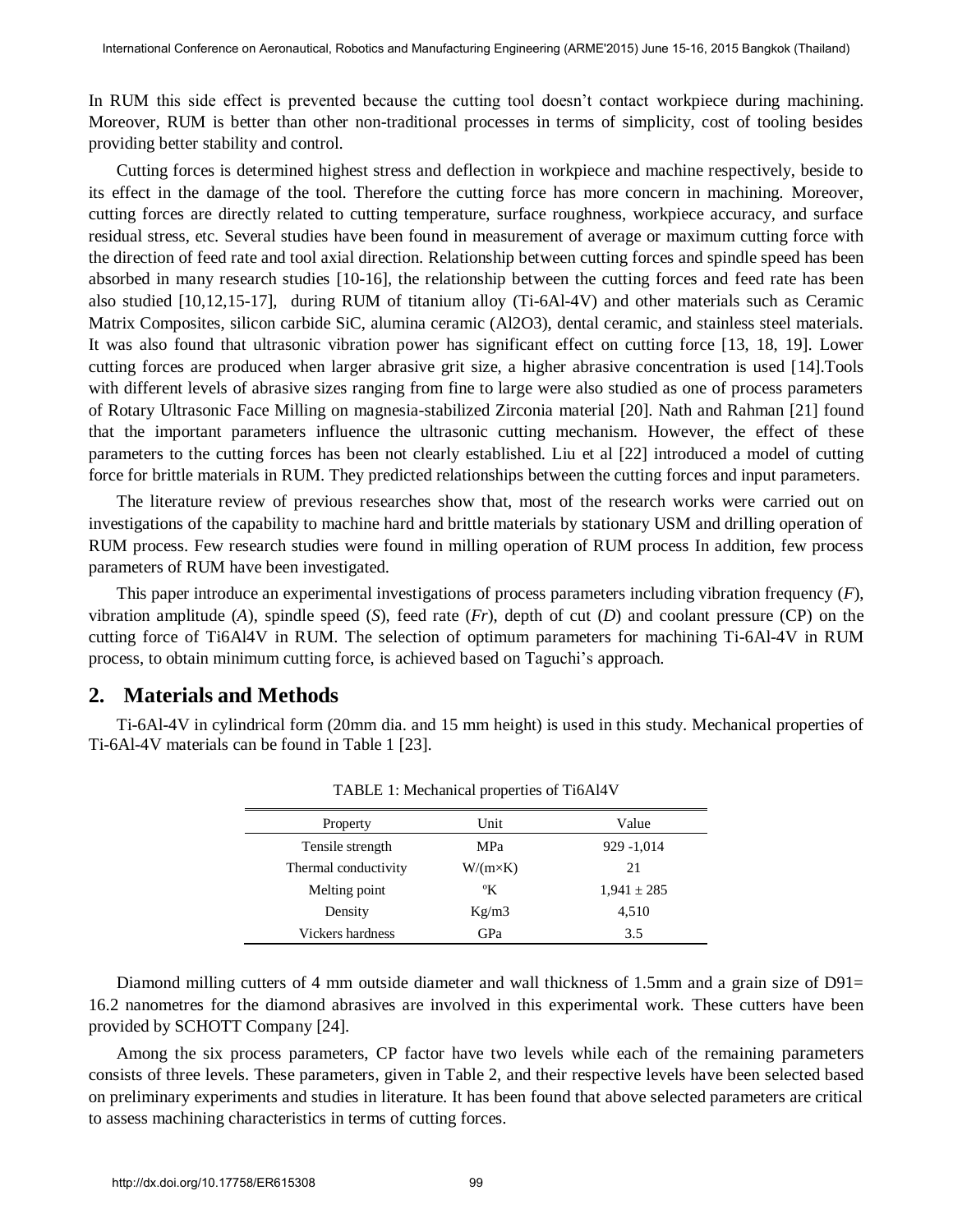In RUM this side effect is prevented because the cutting tool doesn't contact workpiece during machining. Moreover, RUM is better than other non-traditional processes in terms of simplicity, cost of tooling besides providing better stability and control.

Cutting forces is determined highest stress and deflection in workpiece and machine respectively, beside to its effect in the damage of the tool. Therefore the cutting force has more concern in machining. Moreover, cutting forces are directly related to cutting temperature, surface roughness, workpiece accuracy, and surface residual stress, etc. Several studies have been found in measurement of average or maximum cutting force with the direction of feed rate and tool axial direction. Relationship between cutting forces and spindle speed has been absorbed in many research studies [10-16], the relationship between the cutting forces and feed rate has been also studied [10,12,15-17], during RUM of titanium alloy (Ti-6Al-4V) and other materials such as Ceramic Matrix Composites, silicon carbide SiC, alumina ceramic (Al2O3), dental ceramic, and stainless steel materials. It was also found that ultrasonic vibration power has significant effect on cutting force [13, 18, 19]. Lower cutting forces are produced when larger abrasive grit size, a higher abrasive concentration is used [14].Tools with different levels of abrasive sizes ranging from fine to large were also studied as one of process parameters of Rotary Ultrasonic Face Milling on magnesia-stabilized Zirconia material [20]. Nath and Rahman [21] found that the important parameters influence the ultrasonic cutting mechanism. However, the effect of these parameters to the cutting forces has been not clearly established. Liu et al [22] introduced a model of cutting force for brittle materials in RUM. They predicted relationships between the cutting forces and input parameters.

The literature review of previous researches show that, most of the research works were carried out on investigations of the capability to machine hard and brittle materials by stationary USM and drilling operation of RUM process. Few research studies were found in milling operation of RUM process In addition, few process parameters of RUM have been investigated.

This paper introduce an experimental investigations of process parameters including vibration frequency (*F*), vibration amplitude (*A*), spindle speed (*S*), feed rate (*Fr*), depth of cut (*D*) and coolant pressure (CP) on the cutting force of Ti6Al4V in RUM. The selection of optimum parameters for machining Ti-6Al-4V in RUM process, to obtain minimum cutting force, is achieved based on Taguchi's approach.

## 2. Materials and Methods

Ti-6Al-4V in cylindrical form (20mm dia. and 15 mm height) is used in this study. Mechanical properties of Ti-6Al-4V materials can be found in Table 1 [23].

TABLE 1: Mechanical properties of Ti6Al4V

| Property | Unit | Value |
|---|---|---|
| Tensile strength | MPa | 929 -1,014 |
| Thermal conductivity | W/(m×K) | 21 |
| Melting point | ºK | 1,941 ± 285 |
| Density | Kg/m3 | 4,510 |
| Vickers hardness | GPa | 3.5 |

Diamond milling cutters of 4 mm outside diameter and wall thickness of 1.5mm and a grain size of D91= 16.2 nanometres for the diamond abrasives are involved in this experimental work. These cutters have been provided by SCHOTT Company [24].

Among the six process parameters, CP factor have two levels while each of the remaining parameters consists of three levels. These parameters, given in Table 2, and their respective levels have been selected based on preliminary experiments and studies in literature. It has been found that above selected parameters are critical to assess machining characteristics in terms of cutting forces.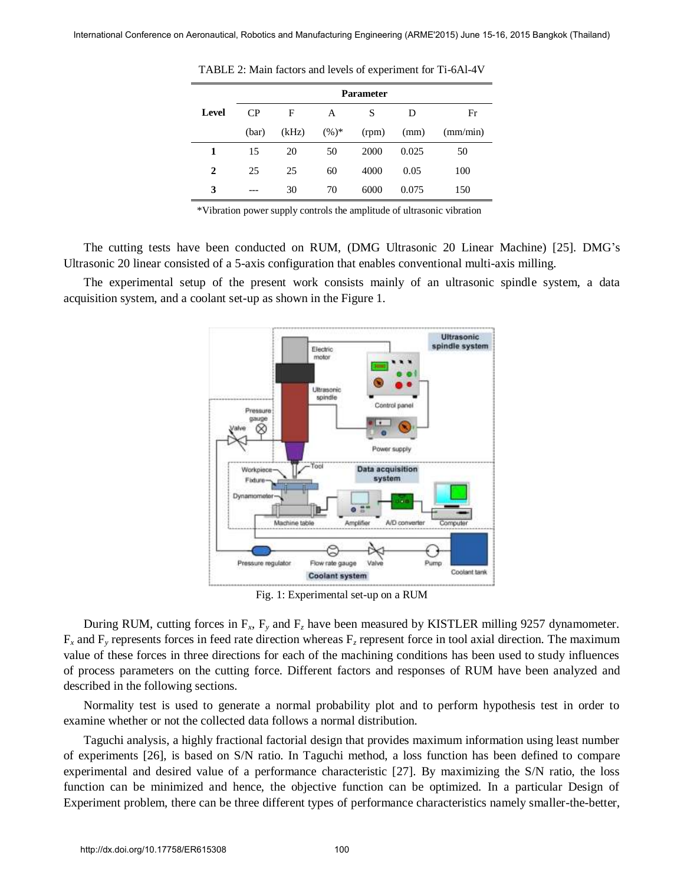TABLE 2: Main factors and levels of experiment for Ti-6Al-4V

| Level | Parameter | | | | | |
|---|---|---|---|---|---|---|
| | CP (bar) | F (kHz) | A (%)* | S (rpm) | D (mm) | Fr (mm/min) |
| **1** | 15 | 20 | 50 | 2000 | 0.025 | 50 |
| **2** | 25 | 25 | 60 | 4000 | 0.05 | 100 |
| **3** | --- | 30 | 70 | 6000 | 0.075 | 150 |

*Vibration power supply controls the amplitude of ultrasonic vibration

The cutting tests have been conducted on RUM, (DMG Ultrasonic 20 Linear Machine) [25]. DMG's Ultrasonic 20 linear consisted of a 5-axis configuration that enables conventional multi-axis milling.

The experimental setup of the present work consists mainly of an ultrasonic spindle system, a data acquisition system, and a coolant set-up as shown in the Figure 1.

Fig. 1: Experimental set-up on a RUM

During RUM, cutting forces in $F_x$, $F_y$ and $F_z$ have been measured by KISTLER milling 9257 dynamometer. $F_x$ and $F_y$ represents forces in feed rate direction whereas $F_z$ represent force in tool axial direction. The maximum value of these forces in three directions for each of the machining conditions has been used to study influences of process parameters on the cutting force. Different factors and responses of RUM have been analyzed and described in the following sections.

Normality test is used to generate a normal probability plot and to perform hypothesis test in order to examine whether or not the collected data follows a normal distribution.

Taguchi analysis, a highly fractional factorial design that provides maximum information using least number of experiments [26], is based on S/N ratio. In Taguchi method, a loss function has been defined to compare experimental and desired value of a performance characteristic [27]. By maximizing the S/N ratio, the loss function can be minimized and hence, the objective function can be optimized. In a particular Design of Experiment problem, there can be three different types of performance characteristics namely smaller-the-better,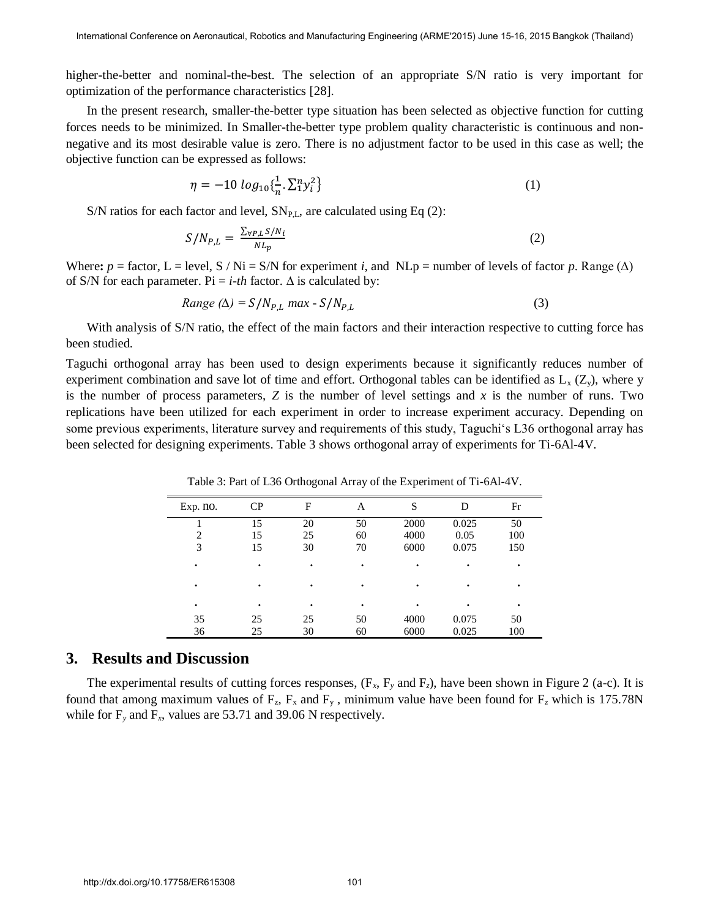higher-the-better and nominal-the-best. The selection of an appropriate S/N ratio is very important for optimization of the performance characteristics [28].

In the present research, smaller-the-better type situation has been selected as objective function for cutting forces needs to be minimized. In Smaller-the-better type problem quality characteristic is continuous and non-negative and its most desirable value is zero. There is no adjustment factor to be used in this case as well; the objective function can be expressed as follows:

$$\eta = -10\ log_{10}\{\frac{1}{n}.\sum_1^n y_i^2\} \tag{1}$$

S/N ratios for each factor and level, $SN_{P,L}$, are calculated using Eq (2):

$$S/N_{P,L} = \frac{\sum_{\forall P,L} S/N_i}{NL_p} \tag{2}$$

Where: $p$ = factor, L = level, S / Ni = S/N for experiment *i*, and NLp = number of levels of factor *p*. Range (Δ) of S/N for each parameter. Pi = *i-th* factor. Δ is calculated by:

$$Range\ (\Delta) = S/N_{P,L}\ max - S/N_{P,L} \tag{3}$$

With analysis of S/N ratio, the effect of the main factors and their interaction respective to cutting force has been studied.

Taguchi orthogonal array has been used to design experiments because it significantly reduces number of experiment combination and save lot of time and effort. Orthogonal tables can be identified as $L_x$ ($Z_y$), where y is the number of process parameters, $Z$ is the number of level settings and $x$ is the number of runs. Two replications have been utilized for each experiment in order to increase experiment accuracy. Depending on some previous experiments, literature survey and requirements of this study, Taguchi's L36 orthogonal array has been selected for designing experiments. Table 3 shows orthogonal array of experiments for Ti-6Al-4V.

Table 3: Part of L36 Orthogonal Array of the Experiment of Ti-6Al-4V.

| Exp. no. | CP | F | A | S | D | Fr |
|---|---|---|---|---|---|---|
| 1 | 15 | 20 | 50 | 2000 | 0.025 | 50 |
| 2 | 15 | 25 | 60 | 4000 | 0.05 | 100 |
| 3 | 15 | 30 | 70 | 6000 | 0.075 | 150 |
| . | . | . | . | . | . | . |
| . | . | . | . | . | . | . |
| . | . | . | . | . | . | . |
| 35 | 25 | 25 | 50 | 4000 | 0.075 | 50 |
| 36 | 25 | 30 | 60 | 6000 | 0.025 | 100 |

## 3. Results and Discussion

The experimental results of cutting forces responses, ($F_x$, $F_y$ and $F_z$), have been shown in Figure 2 (a-c). It is found that among maximum values of $F_z$, $F_x$ and $F_y$ , minimum value have been found for $F_z$ which is 175.78N while for $F_y$ and $F_x$, values are 53.71 and 39.06 N respectively.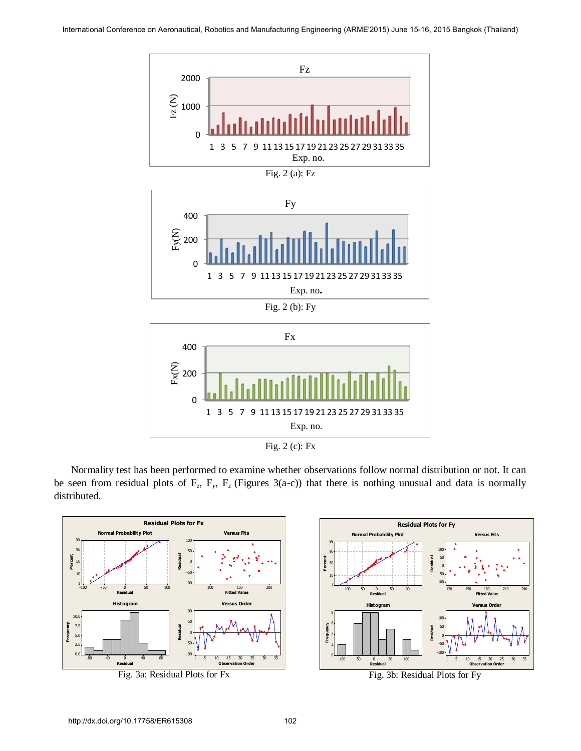Fig. 2 (a): Fz

Fig. 2 (b): Fy

Fig. 2 (c): Fx

Normality test has been performed to examine whether observations follow normal distribution or not. It can be seen from residual plots of $F_z$, $F_y$, $F_z$ (Figures 3(a-c)) that there is nothing unusual and data is normally distributed.

Fig. 3a: Residual Plots for Fx

Fig. 3b: Residual Plots for Fy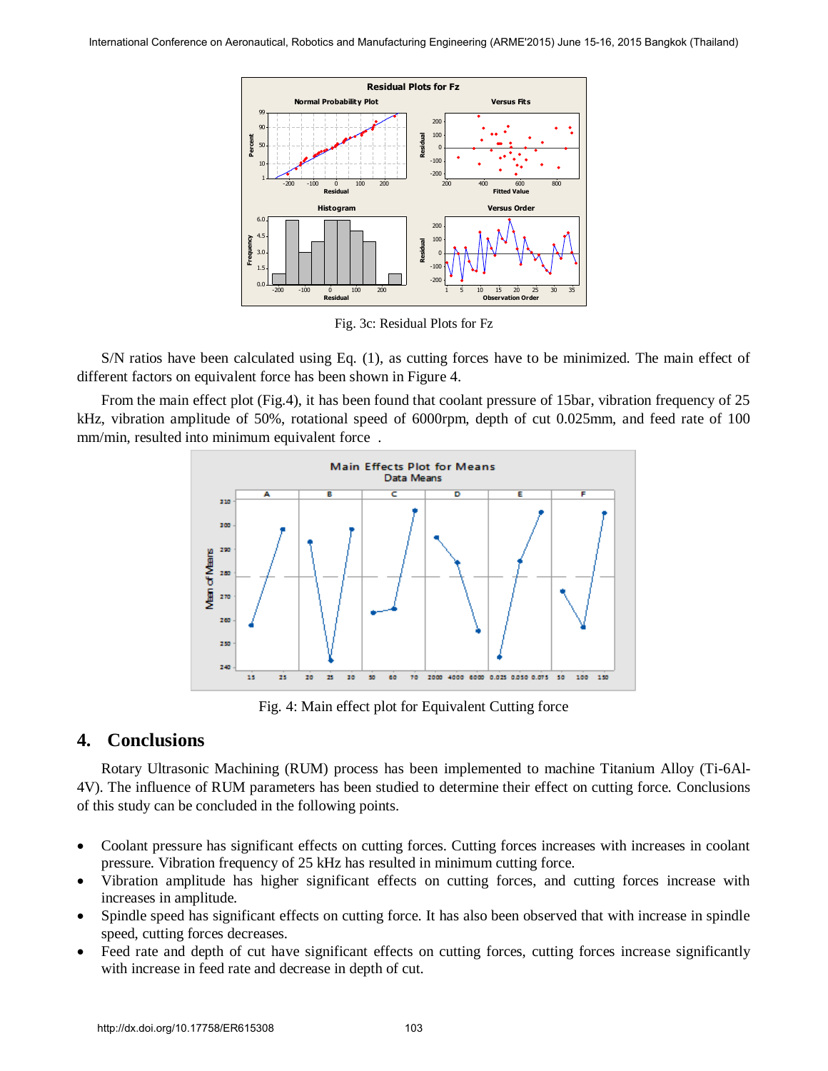Fig. 3c: Residual Plots for Fz

S/N ratios have been calculated using Eq. (1), as cutting forces have to be minimized. The main effect of different factors on equivalent force has been shown in Figure 4.

From the main effect plot (Fig.4), it has been found that coolant pressure of 15bar, vibration frequency of 25 kHz, vibration amplitude of 50%, rotational speed of 6000rpm, depth of cut 0.025mm, and feed rate of 100 mm/min, resulted into minimum equivalent force .

Fig. 4: Main effect plot for Equivalent Cutting force

## 4. Conclusions

Rotary Ultrasonic Machining (RUM) process has been implemented to machine Titanium Alloy (Ti-6Al-4V). The influence of RUM parameters has been studied to determine their effect on cutting force. Conclusions of this study can be concluded in the following points.

- Coolant pressure has significant effects on cutting forces. Cutting forces increases with increases in coolant pressure. Vibration frequency of 25 kHz has resulted in minimum cutting force.
- Vibration amplitude has higher significant effects on cutting forces, and cutting forces increase with increases in amplitude.
- Spindle speed has significant effects on cutting force. It has also been observed that with increase in spindle speed, cutting forces decreases.
- Feed rate and depth of cut have significant effects on cutting forces, cutting forces increase significantly with increase in feed rate and decrease in depth of cut.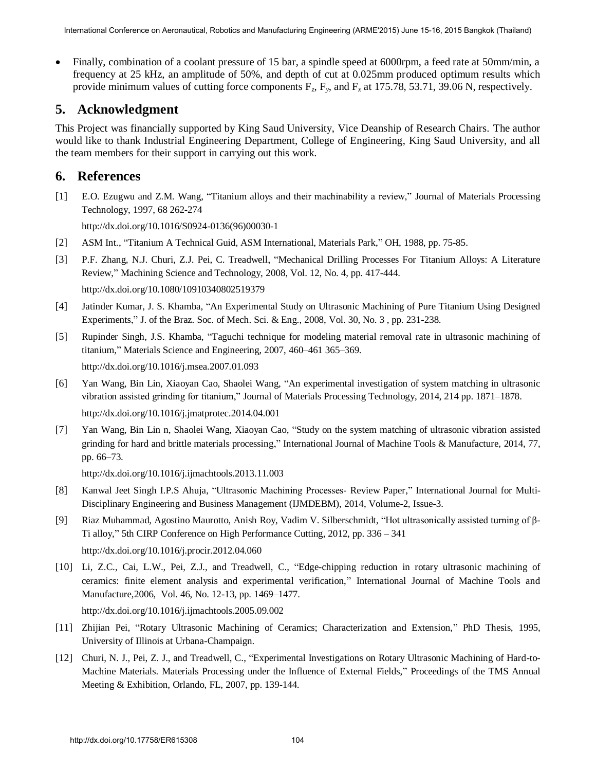- Finally, combination of a coolant pressure of 15 bar, a spindle speed at 6000rpm, a feed rate at 50mm/min, a frequency at 25 kHz, an amplitude of 50%, and depth of cut at 0.025mm produced optimum results which provide minimum values of cutting force components $F_z$, $F_y$, and $F_x$ at 175.78, 53.71, 39.06 N, respectively.

## 5. Acknowledgment

This Project was financially supported by King Saud University, Vice Deanship of Research Chairs. The author would like to thank Industrial Engineering Department, College of Engineering, King Saud University, and all the team members for their support in carrying out this work.

## 6. References

[1] E.O. Ezugwu and Z.M. Wang, "Titanium alloys and their machinability a review," Journal of Materials Processing Technology, 1997, 68 262-274

http://dx.doi.org/10.1016/S0924-0136(96)00030-1

[2] ASM Int., "Titanium A Technical Guid, ASM International, Materials Park," OH, 1988, pp. 75-85.

[3] P.F. Zhang, N.J. Churi, Z.J. Pei, C. Treadwell, "Mechanical Drilling Processes For Titanium Alloys: A Literature Review," Machining Science and Technology, 2008, Vol. 12, No. 4, pp. 417-444.

http://dx.doi.org/10.1080/10910340802519379

[4] Jatinder Kumar, J. S. Khamba, "An Experimental Study on Ultrasonic Machining of Pure Titanium Using Designed Experiments," J. of the Braz. Soc. of Mech. Sci. & Eng., 2008, Vol. 30, No. 3 , pp. 231-238.

[5] Rupinder Singh, J.S. Khamba, "Taguchi technique for modeling material removal rate in ultrasonic machining of titanium," Materials Science and Engineering, 2007, 460–461 365–369.

http://dx.doi.org/10.1016/j.msea.2007.01.093

[6] Yan Wang, Bin Lin, Xiaoyan Cao, Shaolei Wang, "An experimental investigation of system matching in ultrasonic vibration assisted grinding for titanium," Journal of Materials Processing Technology, 2014, 214 pp. 1871–1878.

http://dx.doi.org/10.1016/j.jmatprotec.2014.04.001

[7] Yan Wang, Bin Lin n, Shaolei Wang, Xiaoyan Cao, "Study on the system matching of ultrasonic vibration assisted grinding for hard and brittle materials processing," International Journal of Machine Tools & Manufacture, 2014, 77, pp. 66–73.

http://dx.doi.org/10.1016/j.ijmachtools.2013.11.003

[8] Kanwal Jeet Singh I.P.S Ahuja, "Ultrasonic Machining Processes- Review Paper," International Journal for Multi-Disciplinary Engineering and Business Management (IJMDEBM), 2014, Volume-2, Issue-3.

[9] Riaz Muhammad, Agostino Maurotto, Anish Roy, Vadim V. Silberschmidt, "Hot ultrasonically assisted turning of β-Ti alloy," 5th CIRP Conference on High Performance Cutting, 2012, pp. 336 – 341

http://dx.doi.org/10.1016/j.procir.2012.04.060

[10] Li, Z.C., Cai, L.W., Pei, Z.J., and Treadwell, C., "Edge-chipping reduction in rotary ultrasonic machining of ceramics: finite element analysis and experimental verification," International Journal of Machine Tools and Manufacture,2006, Vol. 46, No. 12-13, pp. 1469–1477.

http://dx.doi.org/10.1016/j.ijmachtools.2005.09.002

[11] Zhijian Pei, "Rotary Ultrasonic Machining of Ceramics; Characterization and Extension," PhD Thesis, 1995, University of Illinois at Urbana-Champaign.

[12] Churi, N. J., Pei, Z. J., and Treadwell, C., "Experimental Investigations on Rotary Ultrasonic Machining of Hard-to-Machine Materials. Materials Processing under the Influence of External Fields," Proceedings of the TMS Annual Meeting & Exhibition, Orlando, FL, 2007, pp. 139-144.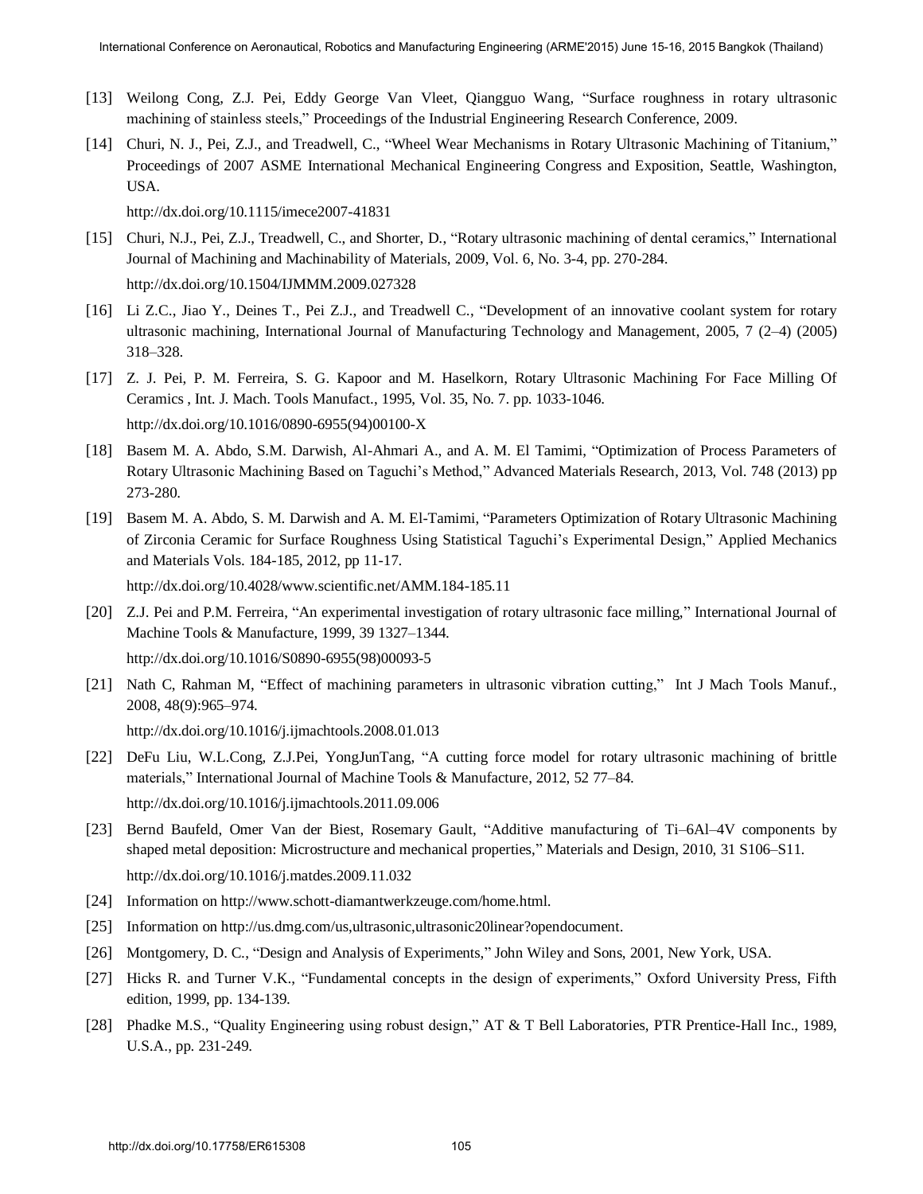[13] Weilong Cong, Z.J. Pei, Eddy George Van Vleet, Qiangguo Wang, "Surface roughness in rotary ultrasonic machining of stainless steels," Proceedings of the Industrial Engineering Research Conference, 2009.

[14] Churi, N. J., Pei, Z.J., and Treadwell, C., "Wheel Wear Mechanisms in Rotary Ultrasonic Machining of Titanium," Proceedings of 2007 ASME International Mechanical Engineering Congress and Exposition, Seattle, Washington, USA.

http://dx.doi.org/10.1115/imece2007-41831

[15] Churi, N.J., Pei, Z.J., Treadwell, C., and Shorter, D., "Rotary ultrasonic machining of dental ceramics," International Journal of Machining and Machinability of Materials, 2009, Vol. 6, No. 3-4, pp. 270-284.

http://dx.doi.org/10.1504/IJMMM.2009.027328

[16] Li Z.C., Jiao Y., Deines T., Pei Z.J., and Treadwell C., "Development of an innovative coolant system for rotary ultrasonic machining, International Journal of Manufacturing Technology and Management, 2005, 7 (2–4) (2005) 318–328.

[17] Z. J. Pei, P. M. Ferreira, S. G. Kapoor and M. Haselkorn, Rotary Ultrasonic Machining For Face Milling Of Ceramics , Int. J. Mach. Tools Manufact., 1995, Vol. 35, No. 7. pp. 1033-1046.

http://dx.doi.org/10.1016/0890-6955(94)00100-X

[18] Basem M. A. Abdo, S.M. Darwish, Al-Ahmari A., and A. M. El Tamimi, "Optimization of Process Parameters of Rotary Ultrasonic Machining Based on Taguchi's Method," Advanced Materials Research, 2013, Vol. 748 (2013) pp 273-280.

[19] Basem M. A. Abdo, S. M. Darwish and A. M. El-Tamimi, "Parameters Optimization of Rotary Ultrasonic Machining of Zirconia Ceramic for Surface Roughness Using Statistical Taguchi's Experimental Design," Applied Mechanics and Materials Vols. 184-185, 2012, pp 11-17.

http://dx.doi.org/10.4028/www.scientific.net/AMM.184-185.11

[20] Z.J. Pei and P.M. Ferreira, "An experimental investigation of rotary ultrasonic face milling," International Journal of Machine Tools & Manufacture, 1999, 39 1327–1344.

http://dx.doi.org/10.1016/S0890-6955(98)00093-5

[21] Nath C, Rahman M, "Effect of machining parameters in ultrasonic vibration cutting," Int J Mach Tools Manuf., 2008, 48(9):965–974.

http://dx.doi.org/10.1016/j.ijmachtools.2008.01.013

[22] DeFu Liu, W.L.Cong, Z.J.Pei, YongJunTang, "A cutting force model for rotary ultrasonic machining of brittle materials," International Journal of Machine Tools & Manufacture, 2012, 52 77–84.

http://dx.doi.org/10.1016/j.ijmachtools.2011.09.006

[23] Bernd Baufeld, Omer Van der Biest, Rosemary Gault, "Additive manufacturing of Ti–6Al–4V components by shaped metal deposition: Microstructure and mechanical properties," Materials and Design, 2010, 31 S106–S11.

http://dx.doi.org/10.1016/j.matdes.2009.11.032

[24] Information on http://www.schott-diamantwerkzeuge.com/home.html.

[25] Information on http://us.dmg.com/us,ultrasonic,ultrasonic20linear?opendocument.

[26] Montgomery, D. C., "Design and Analysis of Experiments," John Wiley and Sons, 2001, New York, USA.

[27] Hicks R. and Turner V.K., "Fundamental concepts in the design of experiments," Oxford University Press, Fifth edition, 1999, pp. 134-139.

[28] Phadke M.S., "Quality Engineering using robust design," AT & T Bell Laboratories, PTR Prentice-Hall Inc., 1989, U.S.A., pp. 231-249.